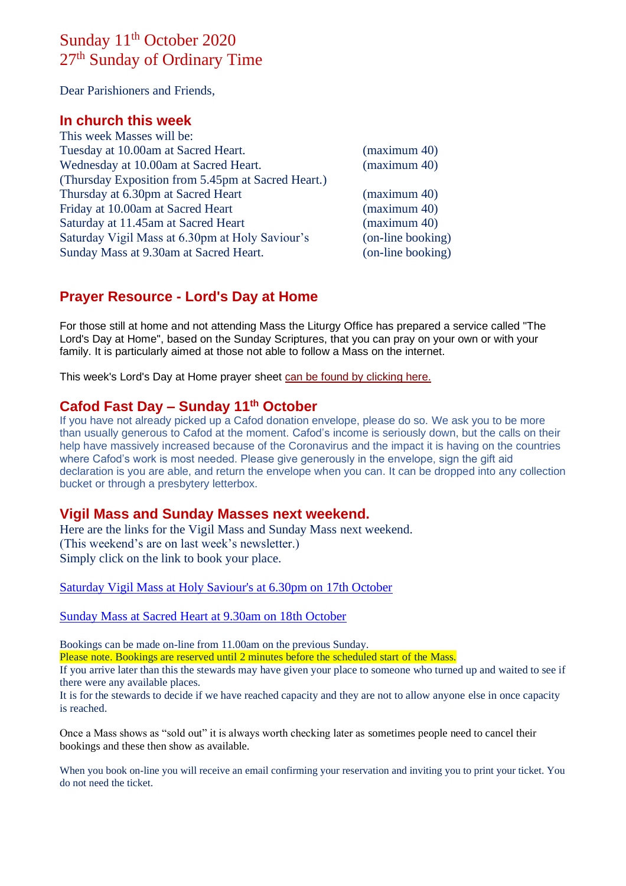# Sunday 11th October 2020
# 27th Sunday of Ordinary Time

Dear Parishioners and Friends,

## In church this week

This week Masses will be:

| | |
|---|---|
| Tuesday at 10.00am at Sacred Heart. | (maximum 40) |
| Wednesday at 10.00am at Sacred Heart. | (maximum 40) |
| (Thursday Exposition from 5.45pm at Sacred Heart.) | |
| Thursday at 6.30pm at Sacred Heart | (maximum 40) |
| Friday at 10.00am at Sacred Heart | (maximum 40) |
| Saturday at 11.45am at Sacred Heart | (maximum 40) |
| Saturday Vigil Mass at 6.30pm at Holy Saviour's | (on-line booking) |
| Sunday Mass at 9.30am at Sacred Heart. | (on-line booking) |

## Prayer Resource - Lord's Day at Home

For those still at home and not attending Mass the Liturgy Office has prepared a service called "The Lord's Day at Home", based on the Sunday Scriptures, that you can pray on your own or with your family. It is particularly aimed at those not able to follow a Mass on the internet.

This week's Lord's Day at Home prayer sheet can be found by clicking here.

## Cafod Fast Day – Sunday 11th October

If you have not already picked up a Cafod donation envelope, please do so. We ask you to be more than usually generous to Cafod at the moment. Cafod's income is seriously down, but the calls on their help have massively increased because of the Coronavirus and the impact it is having on the countries where Cafod's work is most needed. Please give generously in the envelope, sign the gift aid declaration is you are able, and return the envelope when you can. It can be dropped into any collection bucket or through a presbytery letterbox.

## Vigil Mass and Sunday Masses next weekend.

Here are the links for the Vigil Mass and Sunday Mass next weekend.
(This weekend's are on last week's newsletter.)
Simply click on the link to book your place.

Saturday Vigil Mass at Holy Saviour's at 6.30pm on 17th October

Sunday Mass at Sacred Heart at 9.30am on 18th October

Bookings can be made on-line from 11.00am on the previous Sunday.
Please note. Bookings are reserved until 2 minutes before the scheduled start of the Mass.
If you arrive later than this the stewards may have given your place to someone who turned up and waited to see if there were any available places.
It is for the stewards to decide if we have reached capacity and they are not to allow anyone else in once capacity is reached.

Once a Mass shows as "sold out" it is always worth checking later as sometimes people need to cancel their bookings and these then show as available.

When you book on-line you will receive an email confirming your reservation and inviting you to print your ticket. You do not need the ticket.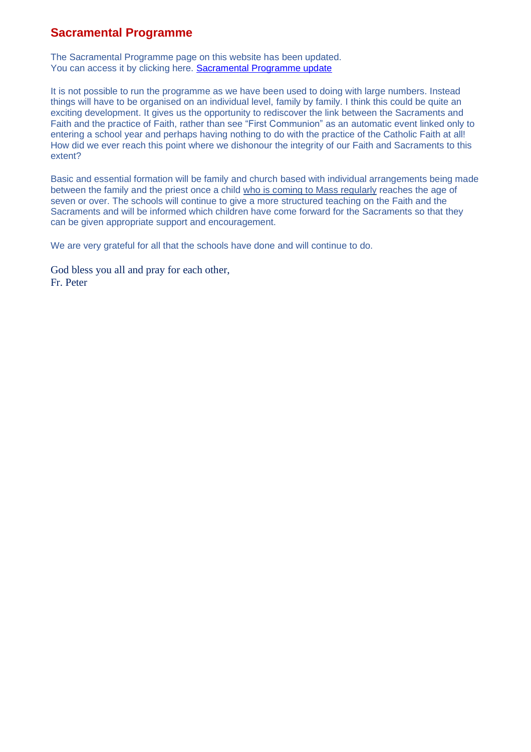## Sacramental Programme

The Sacramental Programme page on this website has been updated.
You can access it by clicking here. [Sacramental Programme update]

It is not possible to run the programme as we have been used to doing with large numbers. Instead things will have to be organised on an individual level, family by family. I think this could be quite an exciting development. It gives us the opportunity to rediscover the link between the Sacraments and Faith and the practice of Faith, rather than see "First Communion" as an automatic event linked only to entering a school year and perhaps having nothing to do with the practice of the Catholic Faith at all! How did we ever reach this point where we dishonour the integrity of our Faith and Sacraments to this extent?

Basic and essential formation will be family and church based with individual arrangements being made between the family and the priest once a child who is coming to Mass regularly reaches the age of seven or over. The schools will continue to give a more structured teaching on the Faith and the Sacraments and will be informed which children have come forward for the Sacraments so that they can be given appropriate support and encouragement.

We are very grateful for all that the schools have done and will continue to do.

God bless you all and pray for each other,
Fr. Peter